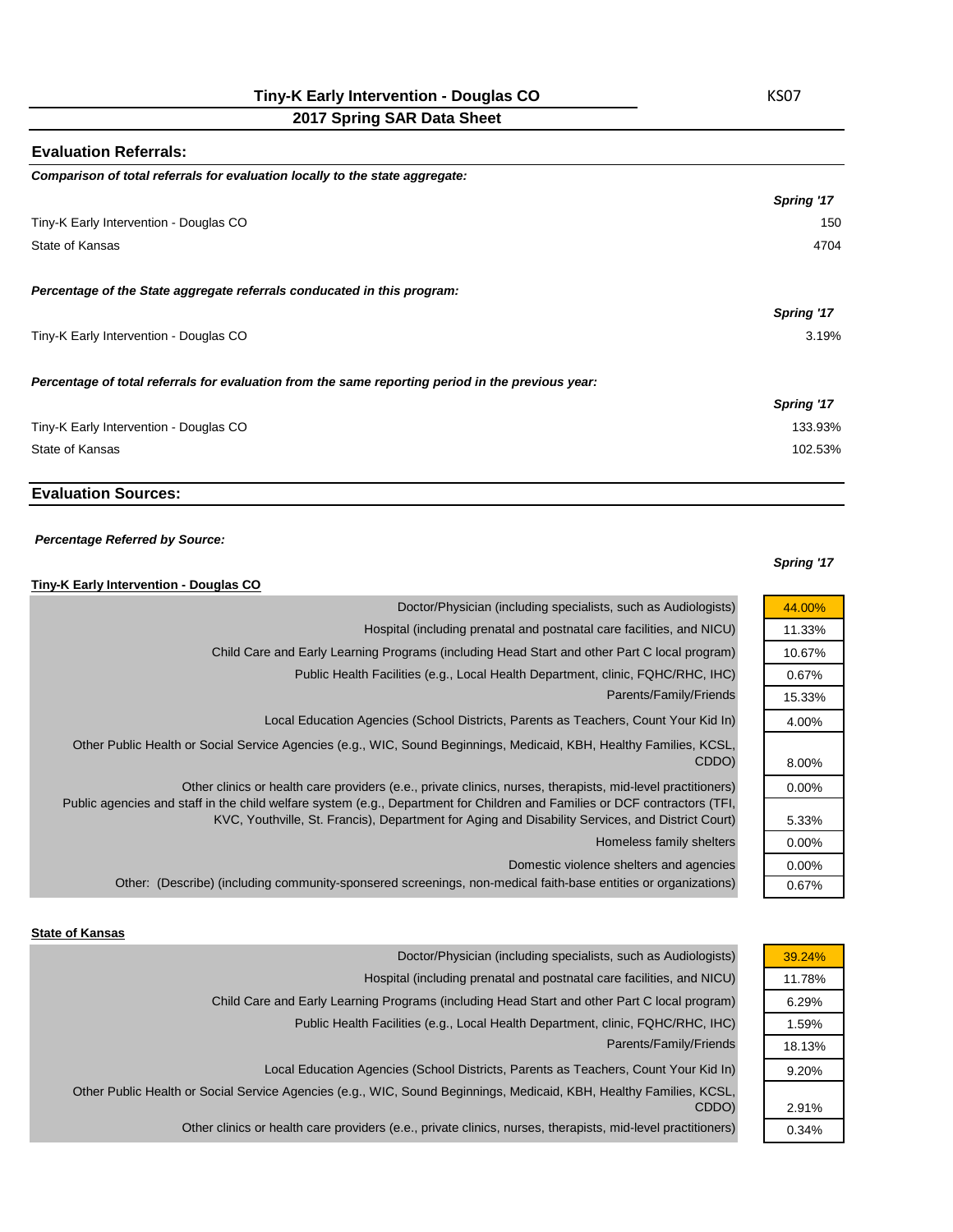# Tiny-K Early Intervention - Douglas CO

KS07

## 2017 Spring SAR Data Sheet

### Evaluation Referrals:

***Comparison of total referrals for evaluation locally to the state aggregate:***

| | *Spring '17* |
|---|---|
| Tiny-K Early Intervention - Douglas CO | 150 |
| State of Kansas | 4704 |

***Percentage of the State aggregate referrals conducated in this program:***

| | *Spring '17* |
|---|---|
| Tiny-K Early Intervention - Douglas CO | 3.19% |

***Percentage of total referrals for evaluation from the same reporting period in the previous year:***

| | *Spring '17* |
|---|---|
| Tiny-K Early Intervention - Douglas CO | 133.93% |
| State of Kansas | 102.53% |

### Evaluation Sources:

***Percentage Referred by Source:***

**Tiny-K Early Intervention - Douglas CO**

| Source | *Spring '17* |
|---|---|
| Doctor/Physician (including specialists, such as Audiologists) | 44.00% |
| Hospital (including prenatal and postnatal care facilities, and NICU) | 11.33% |
| Child Care and Early Learning Programs (including Head Start and other Part C local program) | 10.67% |
| Public Health Facilities (e.g., Local Health Department, clinic, FQHC/RHC, IHC) | 0.67% |
| Parents/Family/Friends | 15.33% |
| Local Education Agencies (School Districts, Parents as Teachers, Count Your Kid In) | 4.00% |
| Other Public Health or Social Service Agencies (e.g., WIC, Sound Beginnings, Medicaid, KBH, Healthy Families, KCSL, CDDO) | 8.00% |
| Other clinics or health care providers (e.e., private clinics, nurses, therapists, mid-level practitioners) | 0.00% |
| Public agencies and staff in the child welfare system (e.g., Department for Children and Families or DCF contractors (TFI, KVC, Youthville, St. Francis), Department for Aging and Disability Services, and District Court) | 5.33% |
| Homeless family shelters | 0.00% |
| Domestic violence shelters and agencies | 0.00% |
| Other: (Describe) (including community-sponsered screenings, non-medical faith-base entities or organizations) | 0.67% |

**State of Kansas**

| Source | *Spring '17* |
|---|---|
| Doctor/Physician (including specialists, such as Audiologists) | 39.24% |
| Hospital (including prenatal and postnatal care facilities, and NICU) | 11.78% |
| Child Care and Early Learning Programs (including Head Start and other Part C local program) | 6.29% |
| Public Health Facilities (e.g., Local Health Department, clinic, FQHC/RHC, IHC) | 1.59% |
| Parents/Family/Friends | 18.13% |
| Local Education Agencies (School Districts, Parents as Teachers, Count Your Kid In) | 9.20% |
| Other Public Health or Social Service Agencies (e.g., WIC, Sound Beginnings, Medicaid, KBH, Healthy Families, KCSL, CDDO) | 2.91% |
| Other clinics or health care providers (e.e., private clinics, nurses, therapists, mid-level practitioners) | 0.34% |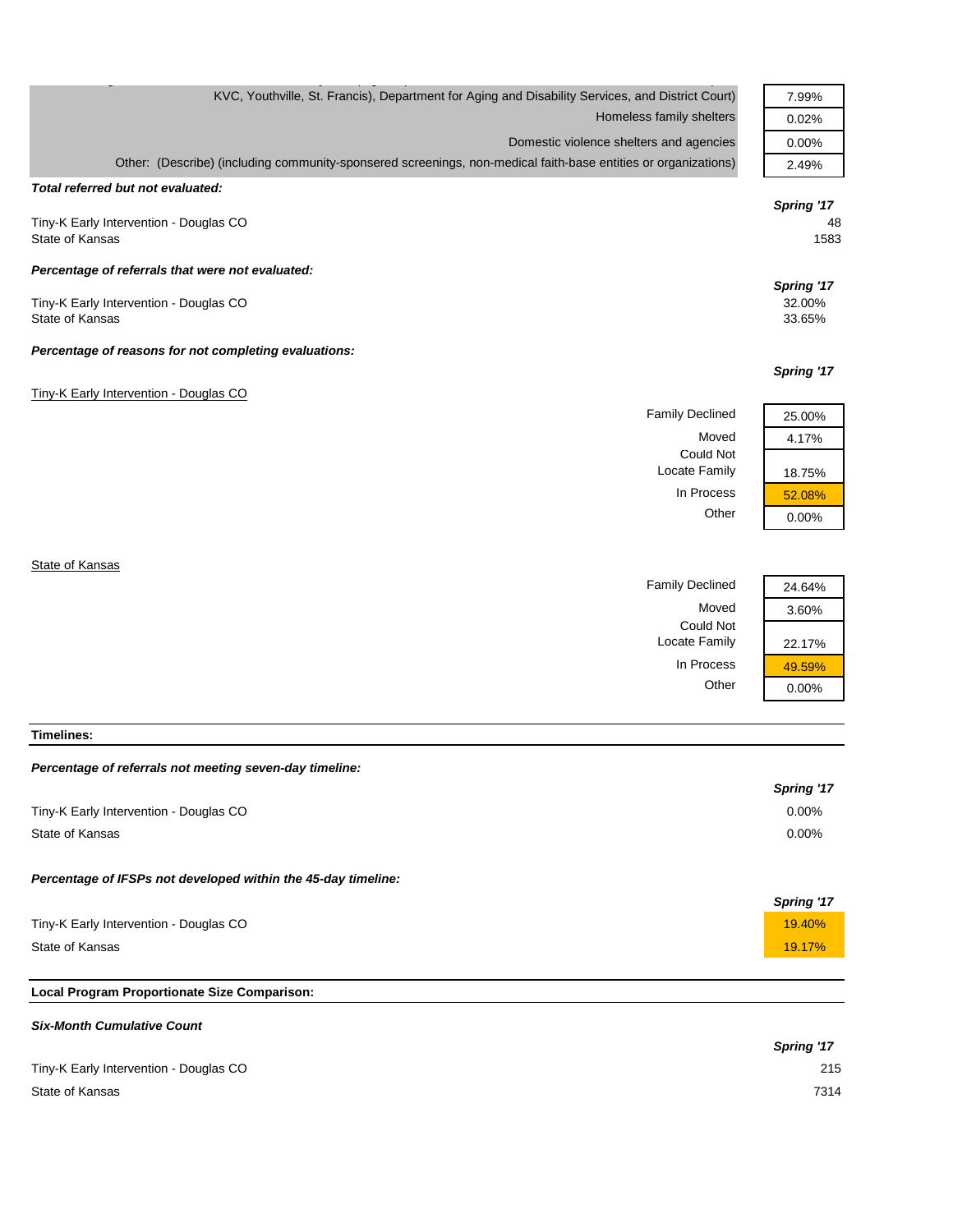| | |
|---|---|
| KVC, Youthville, St. Francis), Department for Aging and Disability Services, and District Court) | 7.99% |
| Homeless family shelters | 0.02% |
| Domestic violence shelters and agencies | 0.00% |
| Other: (Describe) (including community-sponsered screenings, non-medical faith-base entities or organizations) | 2.49% |

***Total referred but not evaluated:***

| | *Spring '17* |
|---|---|
| Tiny-K Early Intervention - Douglas CO | 48 |
| State of Kansas | 1583 |

***Percentage of referrals that were not evaluated:***

| | *Spring '17* |
|---|---|
| Tiny-K Early Intervention - Douglas CO | 32.00% |
| State of Kansas | 33.65% |

***Percentage of reasons for not completing evaluations:***

*Spring '17*

Tiny-K Early Intervention - Douglas CO

| | |
|---|---|
| Family Declined | 25.00% |
| Moved | 4.17% |
| Could Not Locate Family | 18.75% |
| In Process | 52.08% |
| Other | 0.00% |

State of Kansas

| | |
|---|---|
| Family Declined | 24.64% |
| Moved | 3.60% |
| Could Not Locate Family | 22.17% |
| In Process | 49.59% |
| Other | 0.00% |

**Timelines:**

***Percentage of referrals not meeting seven-day timeline:***

| | *Spring '17* |
|---|---|
| Tiny-K Early Intervention - Douglas CO | 0.00% |
| State of Kansas | 0.00% |

***Percentage of IFSPs not developed within the 45-day timeline:***

| | *Spring '17* |
|---|---|
| Tiny-K Early Intervention - Douglas CO | 19.40% |
| State of Kansas | 19.17% |

**Local Program Proportionate Size Comparison:**

***Six-Month Cumulative Count***

| | *Spring '17* |
|---|---|
| Tiny-K Early Intervention - Douglas CO | 215 |
| State of Kansas | 7314 |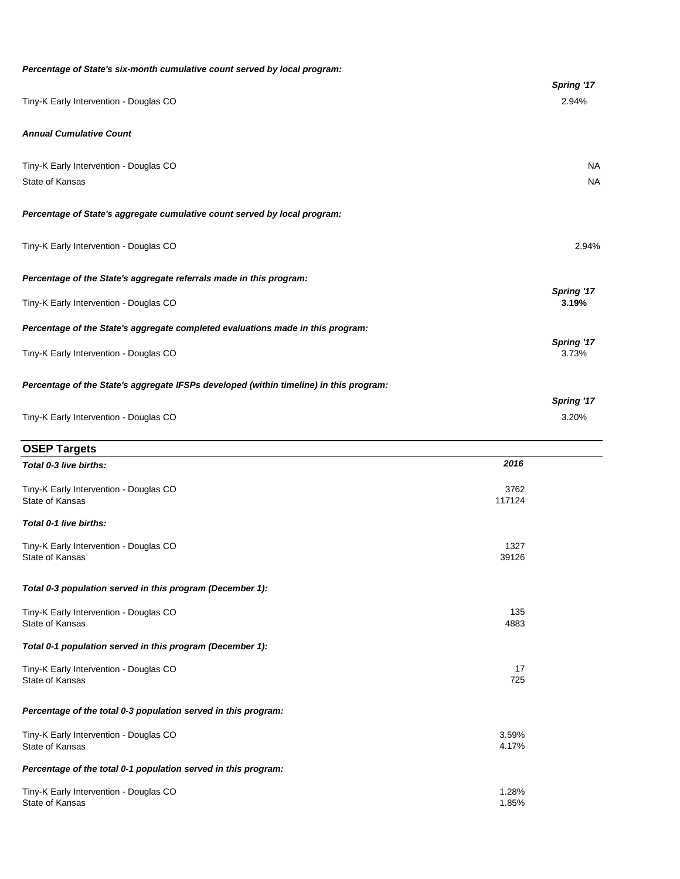***Percentage of State's six-month cumulative count served by local program:***

| | Spring '17 |
|---|---|
| Tiny-K Early Intervention - Douglas CO | 2.94% |

***Annual Cumulative Count***

| | |
|---|---|
| Tiny-K Early Intervention - Douglas CO | NA |
| State of Kansas | NA |

***Percentage of State's aggregate cumulative count served by local program:***

| | |
|---|---|
| Tiny-K Early Intervention - Douglas CO | 2.94% |

***Percentage of the State's aggregate referrals made in this program:***

| | Spring '17 |
|---|---|
| Tiny-K Early Intervention - Douglas CO | **3.19%** |

***Percentage of the State's aggregate completed evaluations made in this program:***

| | Spring '17 |
|---|---|
| Tiny-K Early Intervention - Douglas CO | 3.73% |

***Percentage of the State's aggregate IFSPs developed (within timeline) in this program:***

| | Spring '17 |
|---|---|
| Tiny-K Early Intervention - Douglas CO | 3.20% |

## OSEP Targets

***Total 0-3 live births:***

| | 2016 |
|---|---|
| Tiny-K Early Intervention - Douglas CO | 3762 |
| State of Kansas | 117124 |

***Total 0-1 live births:***

| | |
|---|---|
| Tiny-K Early Intervention - Douglas CO | 1327 |
| State of Kansas | 39126 |

***Total 0-3 population served in this program (December 1):***

| | |
|---|---|
| Tiny-K Early Intervention - Douglas CO | 135 |
| State of Kansas | 4883 |

***Total 0-1 population served in this program (December 1):***

| | |
|---|---|
| Tiny-K Early Intervention - Douglas CO | 17 |
| State of Kansas | 725 |

***Percentage of the total 0-3 population served in this program:***

| | |
|---|---|
| Tiny-K Early Intervention - Douglas CO | 3.59% |
| State of Kansas | 4.17% |

***Percentage of the total 0-1 population served in this program:***

| | |
|---|---|
| Tiny-K Early Intervention - Douglas CO | 1.28% |
| State of Kansas | 1.85% |